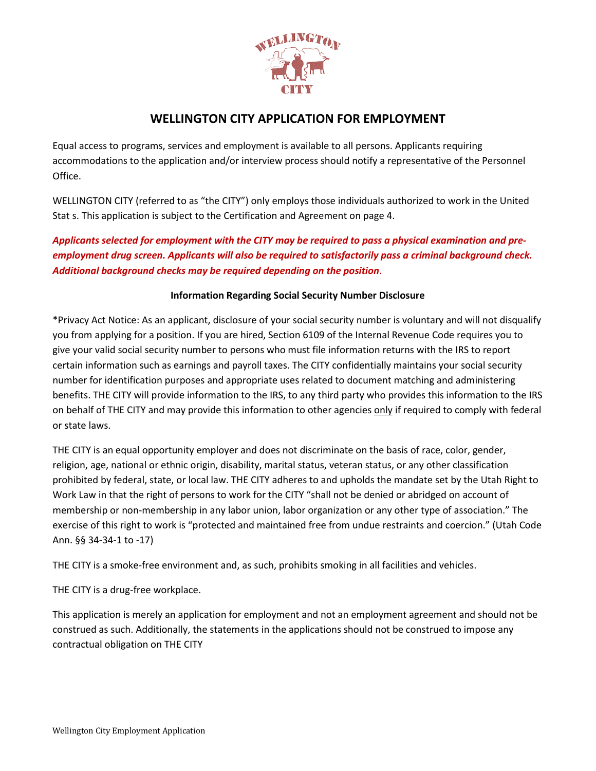# WELLINGTON CITY APPLICATION FOR EMPLOYMENT

Equal access to programs, services and employment is available to all persons. Applicants requiring accommodations to the application and/or interview process should notify a representative of the Personnel Office.

WELLINGTON CITY (referred to as "the CITY") only employs those individuals authorized to work in the United Stat s. This application is subject to the Certification and Agreement on page 4.

***Applicants selected for employment with the CITY may be required to pass a physical examination and pre-employment drug screen. Applicants will also be required to satisfactorily pass a criminal background check. Additional background checks may be required depending on the position.***

**Information Regarding Social Security Number Disclosure**

*Privacy Act Notice: As an applicant, disclosure of your social security number is voluntary and will not disqualify you from applying for a position. If you are hired, Section 6109 of the Internal Revenue Code requires you to give your valid social security number to persons who must file information returns with the IRS to report certain information such as earnings and payroll taxes. The CITY confidentially maintains your social security number for identification purposes and appropriate uses related to document matching and administering benefits. THE CITY will provide information to the IRS, to any third party who provides this information to the IRS on behalf of THE CITY and may provide this information to other agencies only if required to comply with federal or state laws.

THE CITY is an equal opportunity employer and does not discriminate on the basis of race, color, gender, religion, age, national or ethnic origin, disability, marital status, veteran status, or any other classification prohibited by federal, state, or local law. THE CITY adheres to and upholds the mandate set by the Utah Right to Work Law in that the right of persons to work for the CITY "shall not be denied or abridged on account of membership or non-membership in any labor union, labor organization or any other type of association." The exercise of this right to work is "protected and maintained free from undue restraints and coercion." (Utah Code Ann. §§ 34-34-1 to -17)

THE CITY is a smoke-free environment and, as such, prohibits smoking in all facilities and vehicles.

THE CITY is a drug-free workplace.

This application is merely an application for employment and not an employment agreement and should not be construed as such. Additionally, the statements in the applications should not be construed to impose any contractual obligation on THE CITY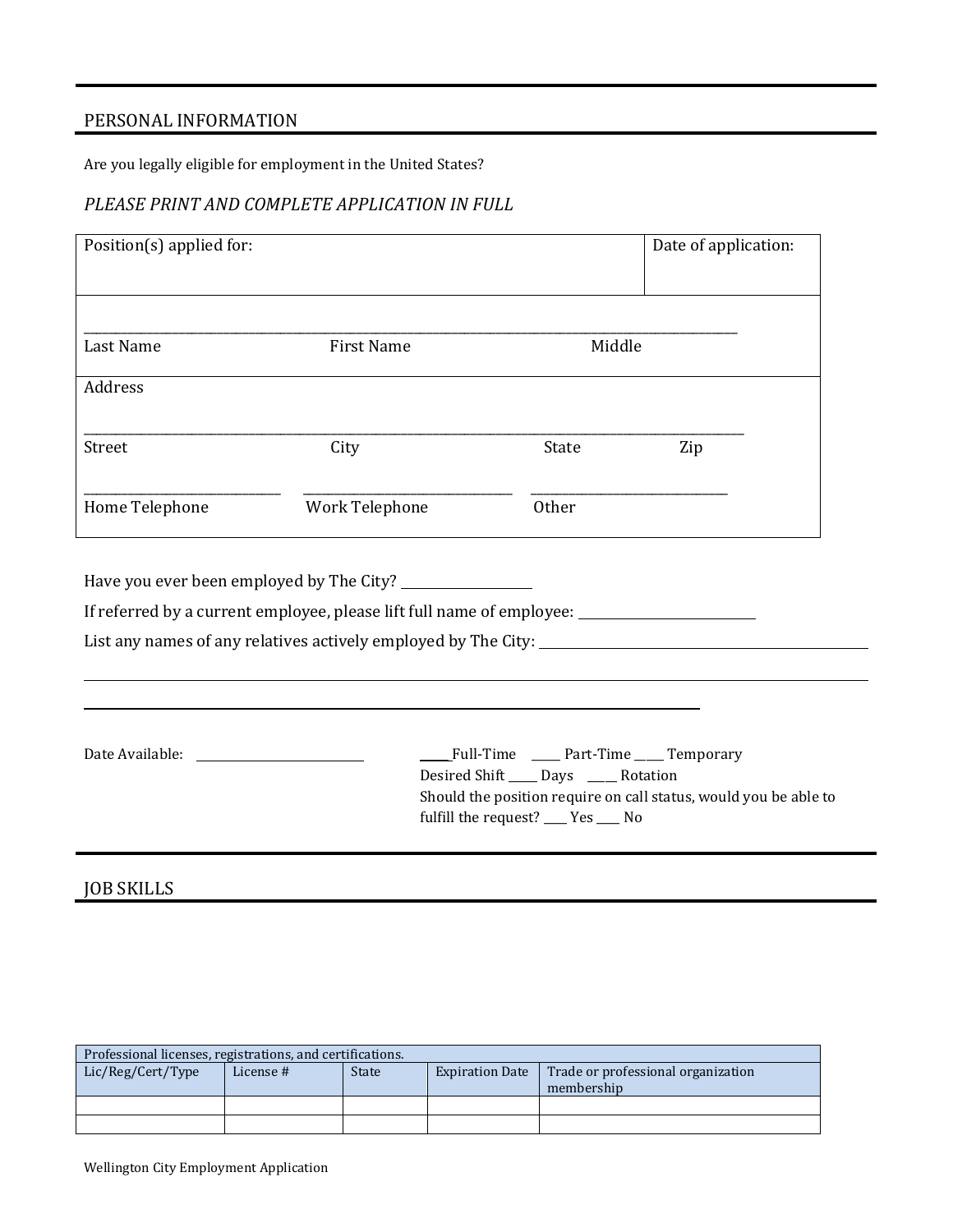## PERSONAL INFORMATION

Are you legally eligible for employment in the United States?

*PLEASE PRINT AND COMPLETE APPLICATION IN FULL*

| Position(s) applied for: | Date of application: |
|---|---|

\_\_\_\_\_\_\_\_\_\_\_\_\_\_\_\_\_\_\_\_\_\_\_\_\_\_\_\_\_\_\_\_\_\_\_\_\_\_\_\_\_\_\_\_\_\_\_\_\_\_\_\_\_\_\_\_\_\_\_\_
Last Name First Name Middle

Address

\_\_\_\_\_\_\_\_\_\_\_\_\_\_\_\_\_\_\_\_\_\_\_\_\_\_\_\_\_\_\_\_\_\_\_\_\_\_\_\_\_\_\_\_\_\_\_\_\_\_\_\_\_\_\_\_\_\_\_\_
Street City State Zip

\_\_\_\_\_\_\_\_\_\_\_\_\_\_\_\_\_\_ \_\_\_\_\_\_\_\_\_\_\_\_\_\_\_\_\_\_ \_\_\_\_\_\_\_\_\_\_\_\_\_\_\_\_\_\_
Home Telephone Work Telephone Other

Have you ever been employed by The City? \_\_\_\_\_\_\_\_\_\_\_\_\_\_\_\_

If referred by a current employee, please lift full name of employee: \_\_\_\_\_\_\_\_\_\_\_\_\_\_\_\_\_\_\_\_

List any names of any relatives actively employed by The City: \_\_\_\_\_\_\_\_\_\_\_\_\_\_\_\_\_\_\_\_\_\_\_\_\_\_\_\_\_\_\_\_\_\_\_\_\_\_\_\_

\_\_\_\_\_\_\_\_\_\_\_\_\_\_\_\_\_\_\_\_\_\_\_\_\_\_\_\_\_\_\_\_\_\_\_\_\_\_\_\_\_\_\_\_\_\_\_\_\_\_\_\_\_\_\_\_\_\_\_\_\_\_\_\_\_\_\_\_\_\_\_\_\_\_\_\_

\_\_\_\_\_\_\_\_\_\_\_\_\_\_\_\_\_\_\_\_\_\_\_\_\_\_\_\_\_\_\_\_\_\_\_\_\_\_\_\_\_\_\_\_\_\_\_\_\_\_\_\_\_\_\_\_\_\_

Date Available: \_\_\_\_\_\_\_\_\_\_\_\_\_\_\_\_\_\_\_\_

\_\_\_\_Full-Time \_\_\_\_ Part-Time \_\_\_\_ Temporary
Desired Shift \_\_\_\_ Days \_\_\_\_ Rotation
Should the position require on call status, would you be able to fulfill the request? \_\_\_\_ Yes \_\_\_\_ No

## JOB SKILLS

| Professional licenses, registrations, and certifications. | | | | |
|---|---|---|---|---|
| Lic/Reg/Cert/Type | License # | State | Expiration Date | Trade or professional organization membership |
| | | | | |
| | | | | |

Wellington City Employment Application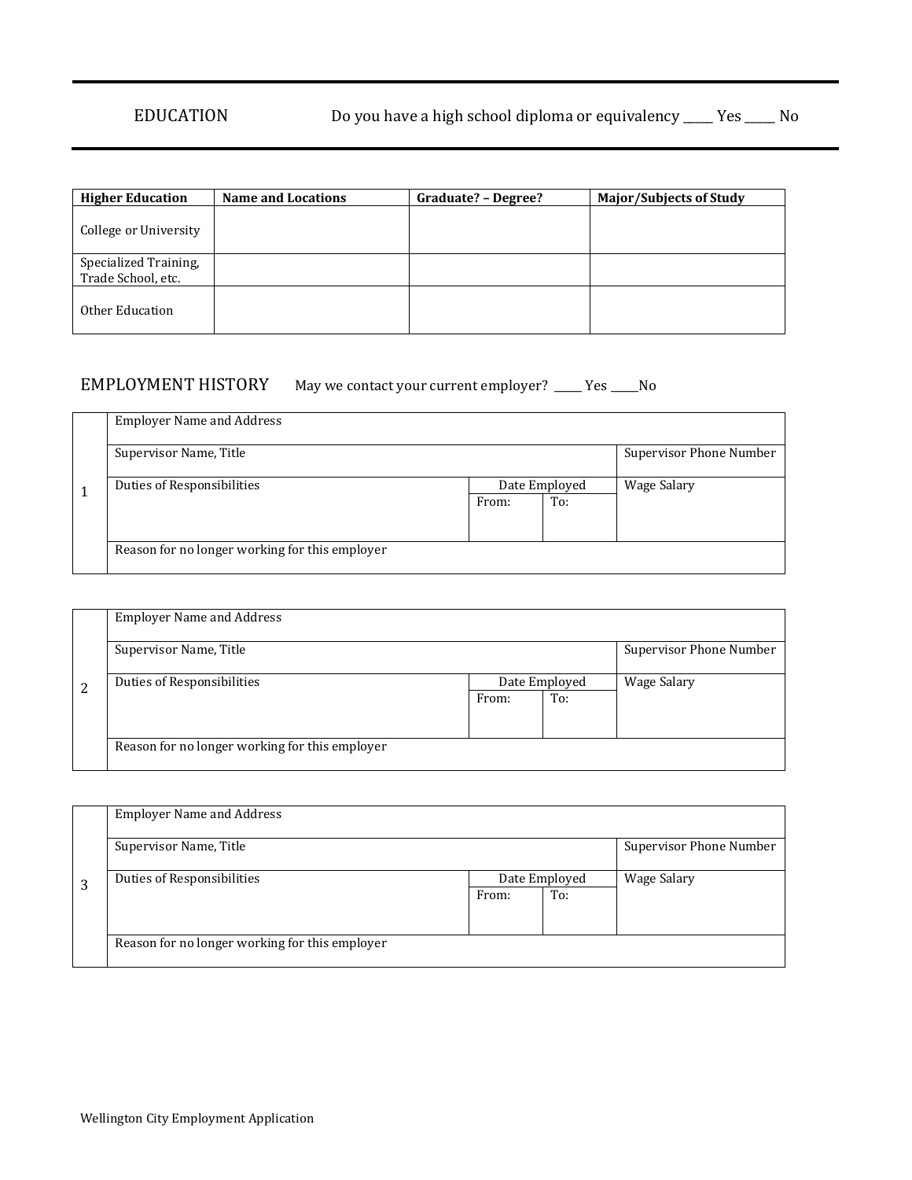## EDUCATION

Do you have a high school diploma or equivalency _____ Yes _____ No

| Higher Education | Name and Locations | Graduate? – Degree? | Major/Subjects of Study |
|---|---|---|---|
| College or University | | | |
| Specialized Training, Trade School, etc. | | | |
| Other Education | | | |

## EMPLOYMENT HISTORY

May we contact your current employer? _____ Yes _____No

| | | | | |
|---|---|---|---|---|
| 1 | Employer Name and Address | | | |
| | Supervisor Name, Title | | | Supervisor Phone Number |
| | Duties of Responsibilities | Date Employed From: | To: | Wage Salary |
| | Reason for no longer working for this employer | | | |

| | | | | |
|---|---|---|---|---|
| 2 | Employer Name and Address | | | |
| | Supervisor Name, Title | | | Supervisor Phone Number |
| | Duties of Responsibilities | Date Employed From: | To: | Wage Salary |
| | Reason for no longer working for this employer | | | |

| | | | | |
|---|---|---|---|---|
| 3 | Employer Name and Address | | | |
| | Supervisor Name, Title | | | Supervisor Phone Number |
| | Duties of Responsibilities | Date Employed From: | To: | Wage Salary |
| | Reason for no longer working for this employer | | | |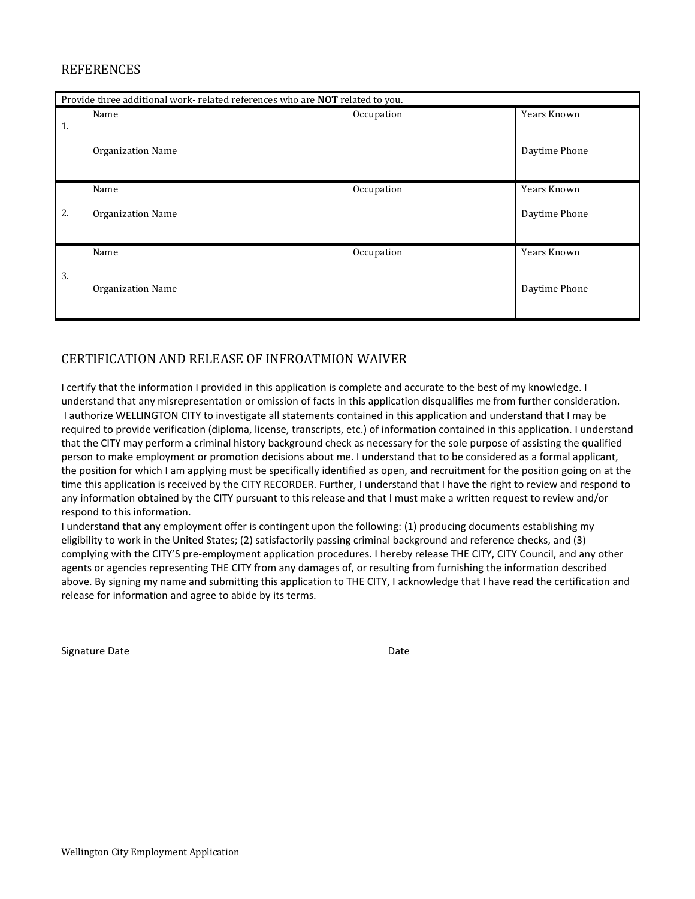## REFERENCES

| Provide three additional work- related references who are **NOT** related to you. | | | |
|---|---|---|---|
| 1. | Name | Occupation | Years Known |
| | Organization Name | | Daytime Phone |
| 2. | Name | Occupation | Years Known |
| | Organization Name | | Daytime Phone |
| 3. | Name | Occupation | Years Known |
| | Organization Name | | Daytime Phone |

## CERTIFICATION AND RELEASE OF INFROATMION WAIVER

I certify that the information I provided in this application is complete and accurate to the best of my knowledge. I understand that any misrepresentation or omission of facts in this application disqualifies me from further consideration. I authorize WELLINGTON CITY to investigate all statements contained in this application and understand that I may be required to provide verification (diploma, license, transcripts, etc.) of information contained in this application. I understand that the CITY may perform a criminal history background check as necessary for the sole purpose of assisting the qualified person to make employment or promotion decisions about me. I understand that to be considered as a formal applicant, the position for which I am applying must be specifically identified as open, and recruitment for the position going on at the time this application is received by the CITY RECORDER. Further, I understand that I have the right to review and respond to any information obtained by the CITY pursuant to this release and that I must make a written request to review and/or respond to this information.

I understand that any employment offer is contingent upon the following: (1) producing documents establishing my eligibility to work in the United States; (2) satisfactorily passing criminal background and reference checks, and (3) complying with the CITY'S pre-employment application procedures. I hereby release THE CITY, CITY Council, and any other agents or agencies representing THE CITY from any damages of, or resulting from furnishing the information described above. By signing my name and submitting this application to THE CITY, I acknowledge that I have read the certification and release for information and agree to abide by its terms.

\_\_\_\_\_\_\_\_\_\_\_\_\_\_\_\_\_\_\_\_\_\_\_\_\_\_\_\_\_\_\_\_\_\_\_\_\_\_ \_\_\_\_\_\_\_\_\_\_\_\_\_\_\_\_\_\_\_\_

Signature Date Date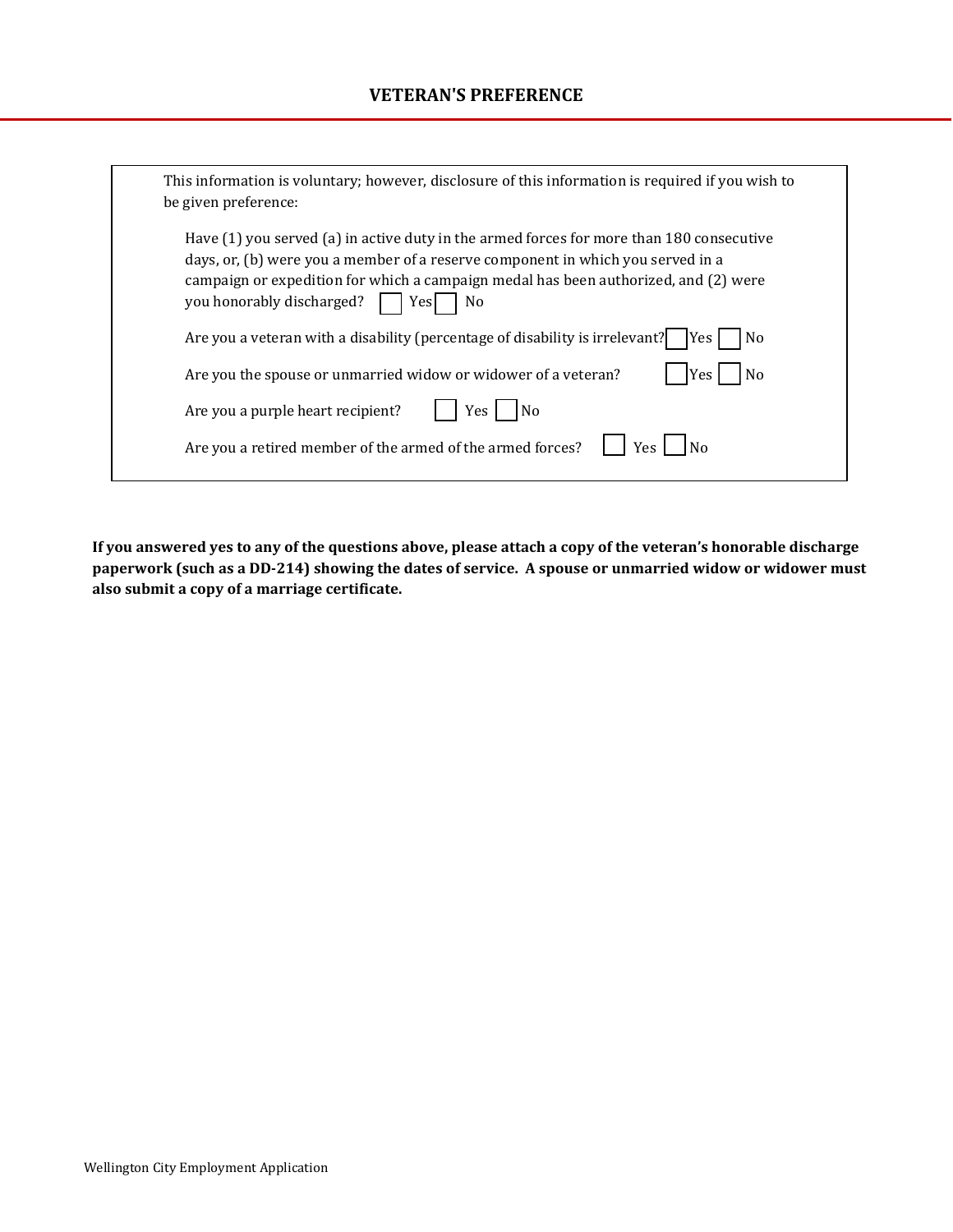## VETERAN'S PREFERENCE

This information is voluntary; however, disclosure of this information is required if you wish to be given preference:

Have (1) you served (a) in active duty in the armed forces for more than 180 consecutive days, or, (b) were you a member of a reserve component in which you served in a campaign or expedition for which a campaign medal has been authorized, and (2) were you honorably discharged? ☐ Yes ☐ No

Are you a veteran with a disability (percentage of disability is irrelevant? ☐ Yes ☐ No

Are you the spouse or unmarried widow or widower of a veteran? ☐ Yes ☐ No

Are you a purple heart recipient? ☐ Yes ☐ No

Are you a retired member of the armed of the armed forces? ☐ Yes ☐ No

**If you answered yes to any of the questions above, please attach a copy of the veteran's honorable discharge paperwork (such as a DD-214) showing the dates of service. A spouse or unmarried widow or widower must also submit a copy of a marriage certificate.**